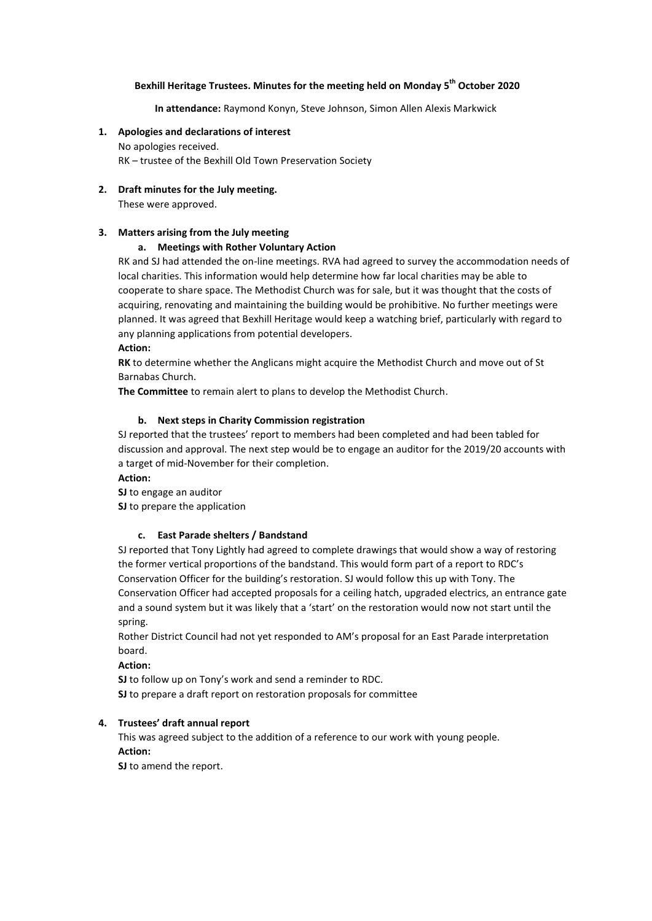**Bexhill Heritage Trustees. Minutes for the meeting held on Monday 5th October 2020**

**In attendance:** Raymond Konyn, Steve Johnson, Simon Allen Alexis Markwick

1. **Apologies and declarations of interest**

   No apologies received.

   RK – trustee of the Bexhill Old Town Preservation Society

2. **Draft minutes for the July meeting.**

   These were approved.

3. **Matters arising from the July meeting**

   a. **Meetings with Rother Voluntary Action**

   RK and SJ had attended the on-line meetings. RVA had agreed to survey the accommodation needs of local charities. This information would help determine how far local charities may be able to cooperate to share space. The Methodist Church was for sale, but it was thought that the costs of acquiring, renovating and maintaining the building would be prohibitive. No further meetings were planned. It was agreed that Bexhill Heritage would keep a watching brief, particularly with regard to any planning applications from potential developers.

   **Action:**

   **RK** to determine whether the Anglicans might acquire the Methodist Church and move out of St Barnabas Church.

   **The Committee** to remain alert to plans to develop the Methodist Church.

   b. **Next steps in Charity Commission registration**

   SJ reported that the trustees' report to members had been completed and had been tabled for discussion and approval. The next step would be to engage an auditor for the 2019/20 accounts with a target of mid-November for their completion.

   **Action:**

   **SJ** to engage an auditor

   **SJ** to prepare the application

   c. **East Parade shelters / Bandstand**

   SJ reported that Tony Lightly had agreed to complete drawings that would show a way of restoring the former vertical proportions of the bandstand. This would form part of a report to RDC's Conservation Officer for the building's restoration. SJ would follow this up with Tony. The Conservation Officer had accepted proposals for a ceiling hatch, upgraded electrics, an entrance gate and a sound system but it was likely that a 'start' on the restoration would now not start until the spring.

   Rother District Council had not yet responded to AM's proposal for an East Parade interpretation board.

   **Action:**

   **SJ** to follow up on Tony's work and send a reminder to RDC.

   **SJ** to prepare a draft report on restoration proposals for committee

4. **Trustees' draft annual report**

   This was agreed subject to the addition of a reference to our work with young people.

   **Action:**

   **SJ** to amend the report.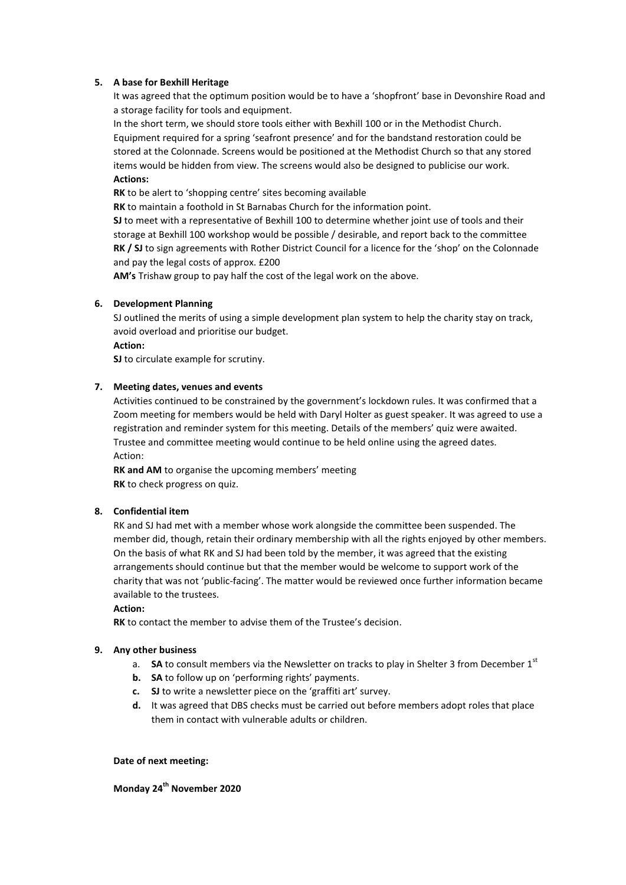5. **A base for Bexhill Heritage**

   It was agreed that the optimum position would be to have a 'shopfront' base in Devonshire Road and a storage facility for tools and equipment.

   In the short term, we should store tools either with Bexhill 100 or in the Methodist Church. Equipment required for a spring 'seafront presence' and for the bandstand restoration could be stored at the Colonnade. Screens would be positioned at the Methodist Church so that any stored items would be hidden from view. The screens would also be designed to publicise our work.

   **Actions:**

   **RK** to be alert to 'shopping centre' sites becoming available

   **RK** to maintain a foothold in St Barnabas Church for the information point.

   **SJ** to meet with a representative of Bexhill 100 to determine whether joint use of tools and their storage at Bexhill 100 workshop would be possible / desirable, and report back to the committee

   **RK / SJ** to sign agreements with Rother District Council for a licence for the 'shop' on the Colonnade and pay the legal costs of approx. £200

   **AM's** Trishaw group to pay half the cost of the legal work on the above.

6. **Development Planning**

   SJ outlined the merits of using a simple development plan system to help the charity stay on track, avoid overload and prioritise our budget.

   **Action:**

   **SJ** to circulate example for scrutiny.

7. **Meeting dates, venues and events**

   Activities continued to be constrained by the government's lockdown rules. It was confirmed that a Zoom meeting for members would be held with Daryl Holter as guest speaker. It was agreed to use a registration and reminder system for this meeting. Details of the members' quiz were awaited. Trustee and committee meeting would continue to be held online using the agreed dates.

   Action:

   **RK and AM** to organise the upcoming members' meeting

   **RK** to check progress on quiz.

8. **Confidential item**

   RK and SJ had met with a member whose work alongside the committee been suspended. The member did, though, retain their ordinary membership with all the rights enjoyed by other members. On the basis of what RK and SJ had been told by the member, it was agreed that the existing arrangements should continue but that the member would be welcome to support work of the charity that was not 'public-facing'. The matter would be reviewed once further information became available to the trustees.

   **Action:**

   **RK** to contact the member to advise them of the Trustee's decision.

9. **Any other business**

   a. **SA** to consult members via the Newsletter on tracks to play in Shelter 3 from December 1st
   
   **b.** **SA** to follow up on 'performing rights' payments.
   
   **c.** **SJ** to write a newsletter piece on the 'graffiti art' survey.
   
   **d.** It was agreed that DBS checks must be carried out before members adopt roles that place them in contact with vulnerable adults or children.

**Date of next meeting:**

**Monday 24th November 2020**